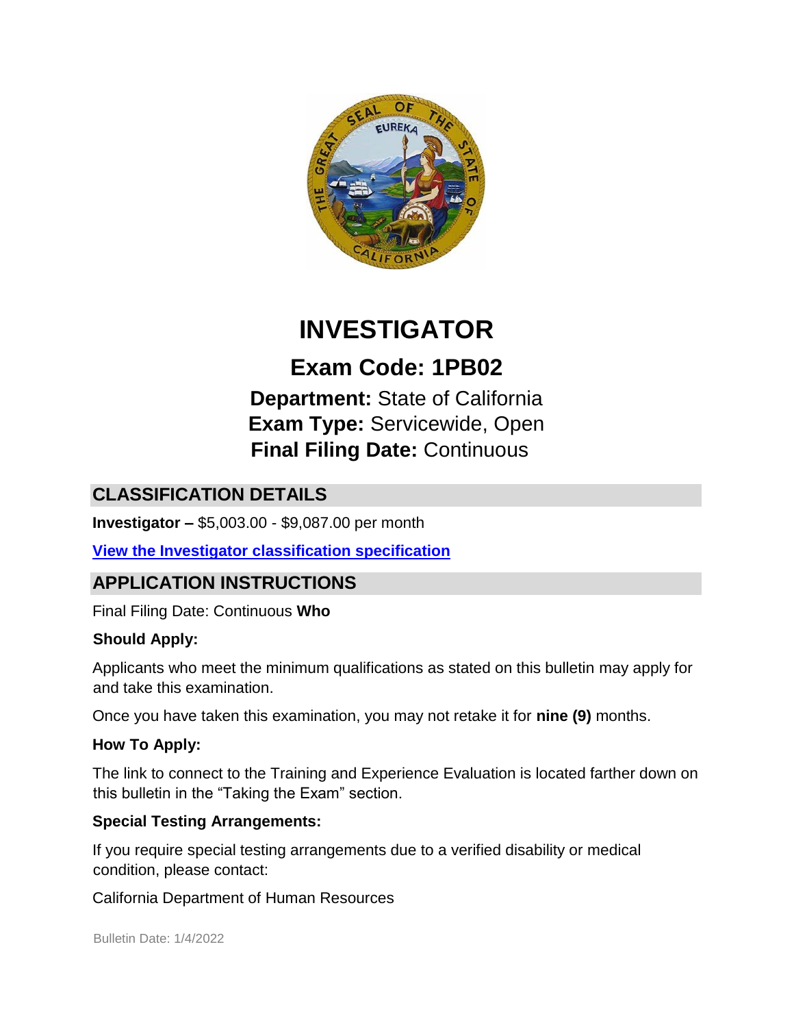# INVESTIGATOR

## Exam Code: 1PB02

**Department:** State of California
**Exam Type:** Servicewide, Open
**Final Filing Date:** Continuous

## CLASSIFICATION DETAILS

**Investigator –** $5,003.00 - $9,087.00 per month

**View the Investigator classification specification**

## APPLICATION INSTRUCTIONS

Final Filing Date: Continuous

**Who Should Apply:**

Applicants who meet the minimum qualifications as stated on this bulletin may apply for and take this examination.

Once you have taken this examination, you may not retake it for **nine (9)** months.

**How To Apply:**

The link to connect to the Training and Experience Evaluation is located farther down on this bulletin in the "Taking the Exam" section.

**Special Testing Arrangements:**

If you require special testing arrangements due to a verified disability or medical condition, please contact:

California Department of Human Resources

Bulletin Date: 1/4/2022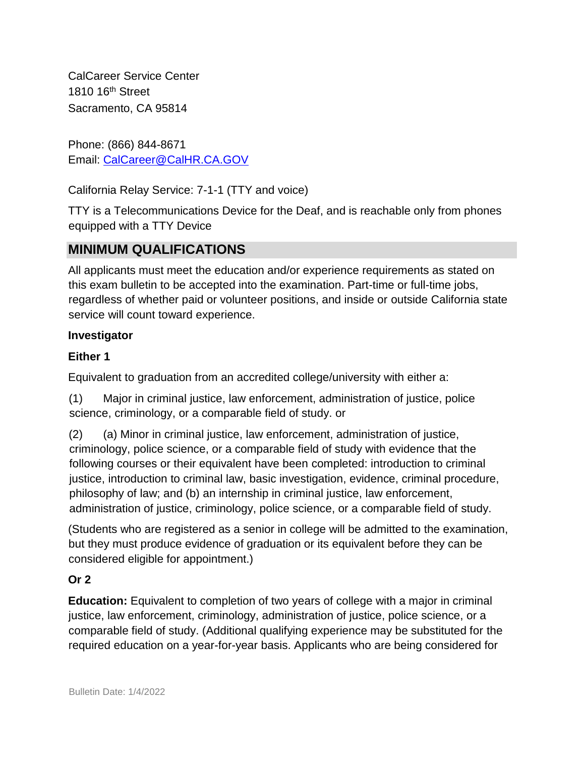CalCareer Service Center
1810 16th Street
Sacramento, CA 95814

Phone: (866) 844-8671
Email: CalCareer@CalHR.CA.GOV

California Relay Service: 7-1-1 (TTY and voice)

TTY is a Telecommunications Device for the Deaf, and is reachable only from phones equipped with a TTY Device

## MINIMUM QUALIFICATIONS

All applicants must meet the education and/or experience requirements as stated on this exam bulletin to be accepted into the examination. Part-time or full-time jobs, regardless of whether paid or volunteer positions, and inside or outside California state service will count toward experience.

**Investigator**

**Either 1**

Equivalent to graduation from an accredited college/university with either a:

(1) Major in criminal justice, law enforcement, administration of justice, police science, criminology, or a comparable field of study. or

(2) (a) Minor in criminal justice, law enforcement, administration of justice, criminology, police science, or a comparable field of study with evidence that the following courses or their equivalent have been completed: introduction to criminal justice, introduction to criminal law, basic investigation, evidence, criminal procedure, philosophy of law; and (b) an internship in criminal justice, law enforcement, administration of justice, criminology, police science, or a comparable field of study.

(Students who are registered as a senior in college will be admitted to the examination, but they must produce evidence of graduation or its equivalent before they can be considered eligible for appointment.)

**Or 2**

**Education:** Equivalent to completion of two years of college with a major in criminal justice, law enforcement, criminology, administration of justice, police science, or a comparable field of study. (Additional qualifying experience may be substituted for the required education on a year-for-year basis. Applicants who are being considered for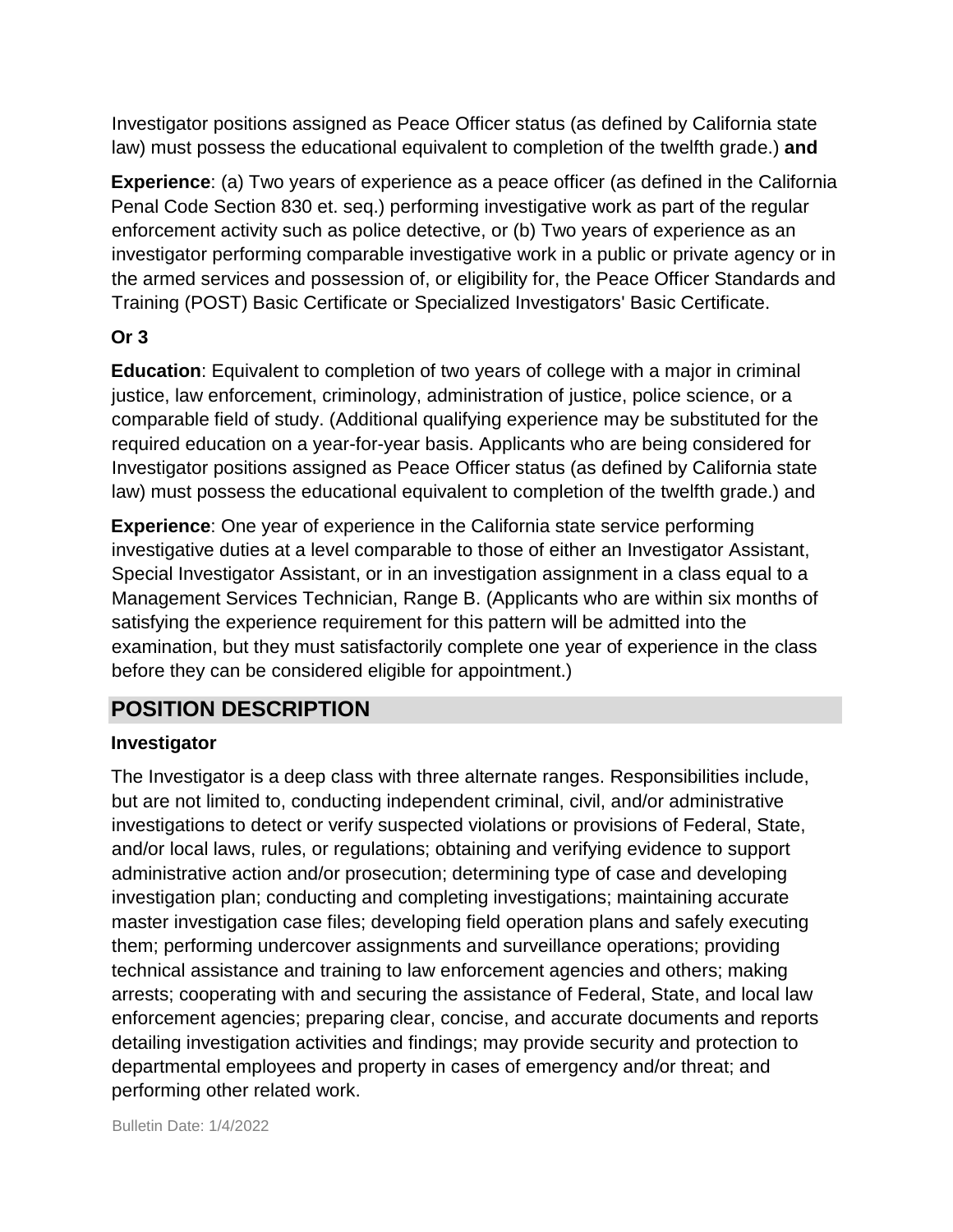Investigator positions assigned as Peace Officer status (as defined by California state law) must possess the educational equivalent to completion of the twelfth grade.) **and**

**Experience**: (a) Two years of experience as a peace officer (as defined in the California Penal Code Section 830 et. seq.) performing investigative work as part of the regular enforcement activity such as police detective, or (b) Two years of experience as an investigator performing comparable investigative work in a public or private agency or in the armed services and possession of, or eligibility for, the Peace Officer Standards and Training (POST) Basic Certificate or Specialized Investigators' Basic Certificate.

**Or 3**

**Education**: Equivalent to completion of two years of college with a major in criminal justice, law enforcement, criminology, administration of justice, police science, or a comparable field of study. (Additional qualifying experience may be substituted for the required education on a year-for-year basis. Applicants who are being considered for Investigator positions assigned as Peace Officer status (as defined by California state law) must possess the educational equivalent to completion of the twelfth grade.) and

**Experience**: One year of experience in the California state service performing investigative duties at a level comparable to those of either an Investigator Assistant, Special Investigator Assistant, or in an investigation assignment in a class equal to a Management Services Technician, Range B. (Applicants who are within six months of satisfying the experience requirement for this pattern will be admitted into the examination, but they must satisfactorily complete one year of experience in the class before they can be considered eligible for appointment.)

## POSITION DESCRIPTION

**Investigator**

The Investigator is a deep class with three alternate ranges. Responsibilities include, but are not limited to, conducting independent criminal, civil, and/or administrative investigations to detect or verify suspected violations or provisions of Federal, State, and/or local laws, rules, or regulations; obtaining and verifying evidence to support administrative action and/or prosecution; determining type of case and developing investigation plan; conducting and completing investigations; maintaining accurate master investigation case files; developing field operation plans and safely executing them; performing undercover assignments and surveillance operations; providing technical assistance and training to law enforcement agencies and others; making arrests; cooperating with and securing the assistance of Federal, State, and local law enforcement agencies; preparing clear, concise, and accurate documents and reports detailing investigation activities and findings; may provide security and protection to departmental employees and property in cases of emergency and/or threat; and performing other related work.

Bulletin Date: 1/4/2022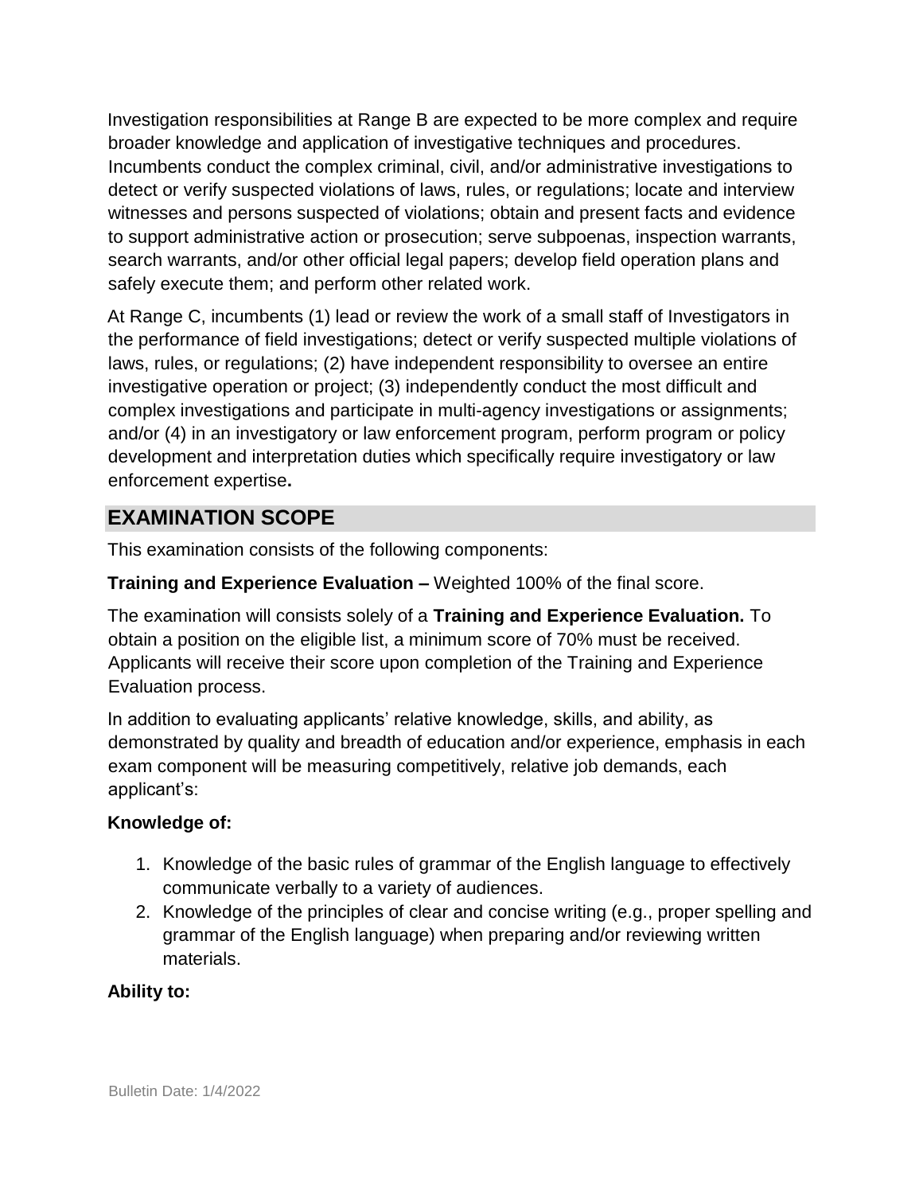Investigation responsibilities at Range B are expected to be more complex and require broader knowledge and application of investigative techniques and procedures. Incumbents conduct the complex criminal, civil, and/or administrative investigations to detect or verify suspected violations of laws, rules, or regulations; locate and interview witnesses and persons suspected of violations; obtain and present facts and evidence to support administrative action or prosecution; serve subpoenas, inspection warrants, search warrants, and/or other official legal papers; develop field operation plans and safely execute them; and perform other related work.

At Range C, incumbents (1) lead or review the work of a small staff of Investigators in the performance of field investigations; detect or verify suspected multiple violations of laws, rules, or regulations; (2) have independent responsibility to oversee an entire investigative operation or project; (3) independently conduct the most difficult and complex investigations and participate in multi-agency investigations or assignments; and/or (4) in an investigatory or law enforcement program, perform program or policy development and interpretation duties which specifically require investigatory or law enforcement expertise**.**

## EXAMINATION SCOPE

This examination consists of the following components:

**Training and Experience Evaluation –** Weighted 100% of the final score.

The examination will consists solely of a **Training and Experience Evaluation.** To obtain a position on the eligible list, a minimum score of 70% must be received. Applicants will receive their score upon completion of the Training and Experience Evaluation process.

In addition to evaluating applicants' relative knowledge, skills, and ability, as demonstrated by quality and breadth of education and/or experience, emphasis in each exam component will be measuring competitively, relative job demands, each applicant's:

**Knowledge of:**

1. Knowledge of the basic rules of grammar of the English language to effectively communicate verbally to a variety of audiences.
2. Knowledge of the principles of clear and concise writing (e.g., proper spelling and grammar of the English language) when preparing and/or reviewing written materials.

**Ability to:**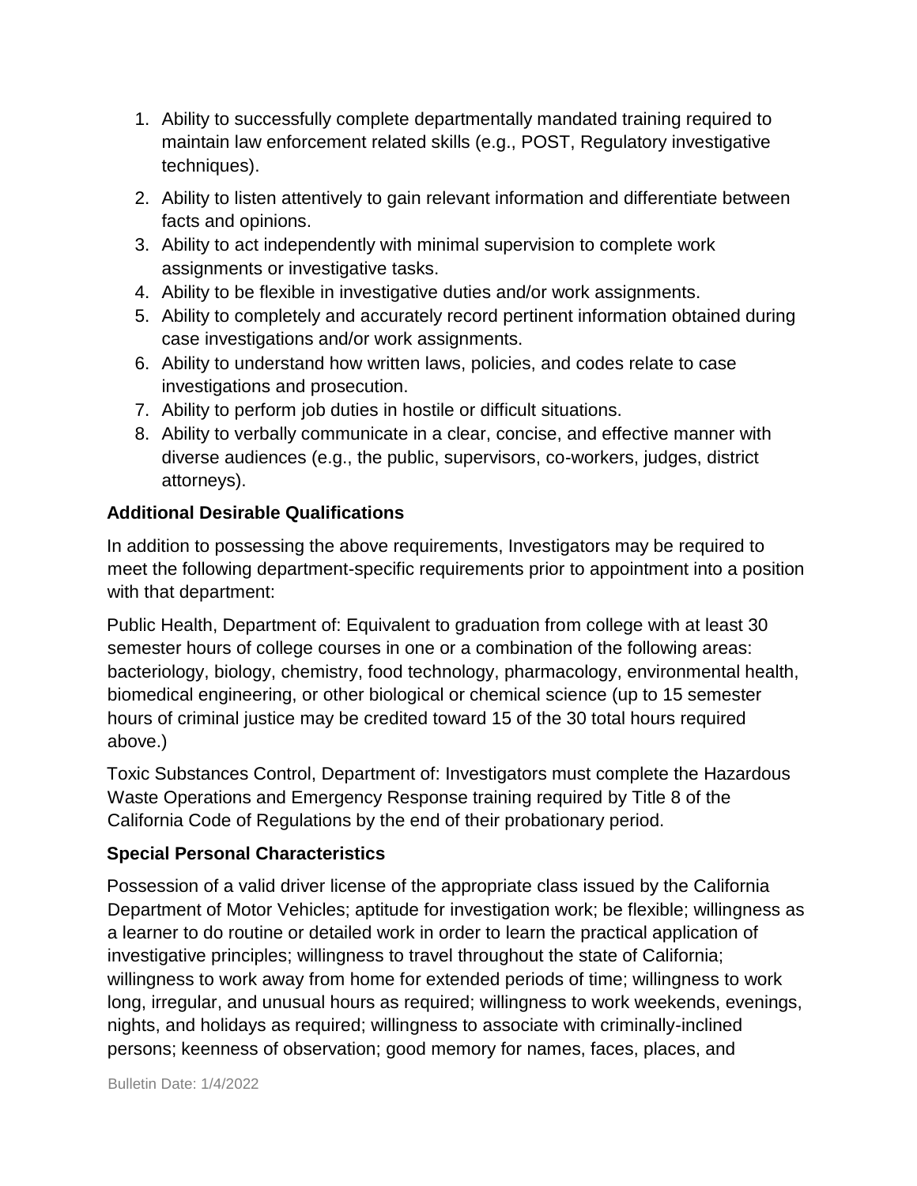1. Ability to successfully complete departmentally mandated training required to maintain law enforcement related skills (e.g., POST, Regulatory investigative techniques).
2. Ability to listen attentively to gain relevant information and differentiate between facts and opinions.
3. Ability to act independently with minimal supervision to complete work assignments or investigative tasks.
4. Ability to be flexible in investigative duties and/or work assignments.
5. Ability to completely and accurately record pertinent information obtained during case investigations and/or work assignments.
6. Ability to understand how written laws, policies, and codes relate to case investigations and prosecution.
7. Ability to perform job duties in hostile or difficult situations.
8. Ability to verbally communicate in a clear, concise, and effective manner with diverse audiences (e.g., the public, supervisors, co-workers, judges, district attorneys).

**Additional Desirable Qualifications**

In addition to possessing the above requirements, Investigators may be required to meet the following department-specific requirements prior to appointment into a position with that department:

Public Health, Department of: Equivalent to graduation from college with at least 30 semester hours of college courses in one or a combination of the following areas: bacteriology, biology, chemistry, food technology, pharmacology, environmental health, biomedical engineering, or other biological or chemical science (up to 15 semester hours of criminal justice may be credited toward 15 of the 30 total hours required above.)

Toxic Substances Control, Department of: Investigators must complete the Hazardous Waste Operations and Emergency Response training required by Title 8 of the California Code of Regulations by the end of their probationary period.

**Special Personal Characteristics**

Possession of a valid driver license of the appropriate class issued by the California Department of Motor Vehicles; aptitude for investigation work; be flexible; willingness as a learner to do routine or detailed work in order to learn the practical application of investigative principles; willingness to travel throughout the state of California; willingness to work away from home for extended periods of time; willingness to work long, irregular, and unusual hours as required; willingness to work weekends, evenings, nights, and holidays as required; willingness to associate with criminally-inclined persons; keenness of observation; good memory for names, faces, places, and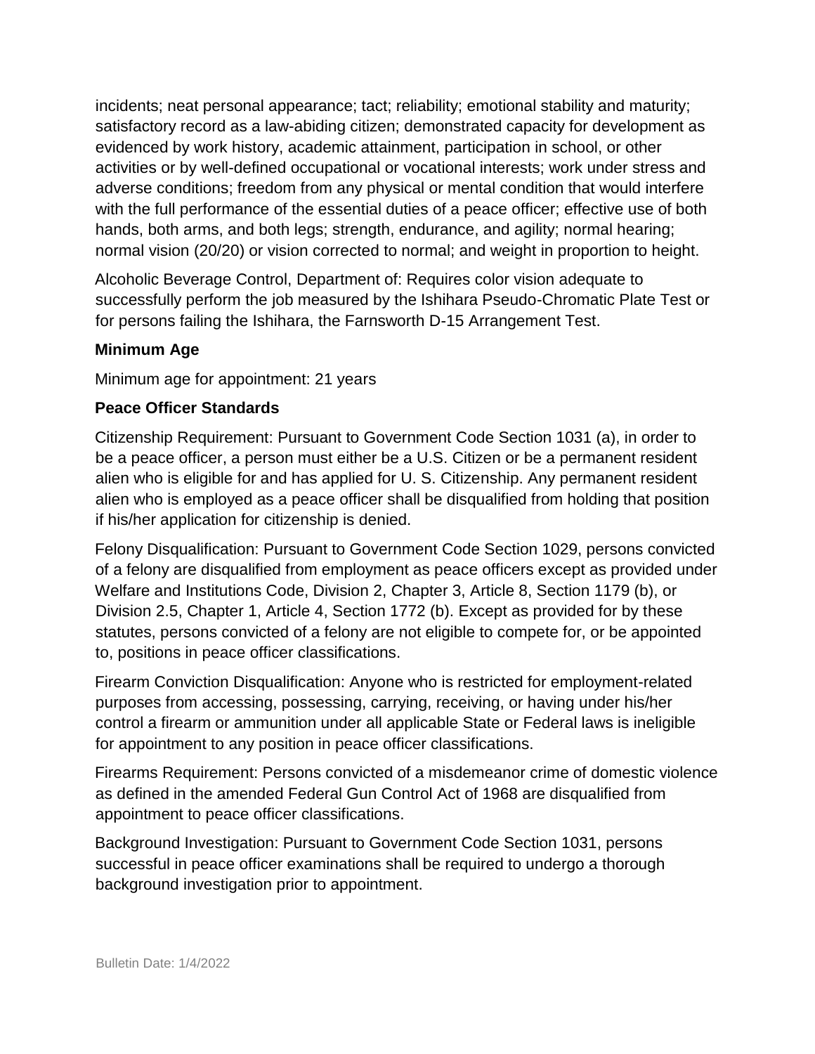incidents; neat personal appearance; tact; reliability; emotional stability and maturity; satisfactory record as a law-abiding citizen; demonstrated capacity for development as evidenced by work history, academic attainment, participation in school, or other activities or by well-defined occupational or vocational interests; work under stress and adverse conditions; freedom from any physical or mental condition that would interfere with the full performance of the essential duties of a peace officer; effective use of both hands, both arms, and both legs; strength, endurance, and agility; normal hearing; normal vision (20/20) or vision corrected to normal; and weight in proportion to height.

Alcoholic Beverage Control, Department of: Requires color vision adequate to successfully perform the job measured by the Ishihara Pseudo-Chromatic Plate Test or for persons failing the Ishihara, the Farnsworth D-15 Arrangement Test.

### Minimum Age

Minimum age for appointment: 21 years

### Peace Officer Standards

Citizenship Requirement: Pursuant to Government Code Section 1031 (a), in order to be a peace officer, a person must either be a U.S. Citizen or be a permanent resident alien who is eligible for and has applied for U. S. Citizenship. Any permanent resident alien who is employed as a peace officer shall be disqualified from holding that position if his/her application for citizenship is denied.

Felony Disqualification: Pursuant to Government Code Section 1029, persons convicted of a felony are disqualified from employment as peace officers except as provided under Welfare and Institutions Code, Division 2, Chapter 3, Article 8, Section 1179 (b), or Division 2.5, Chapter 1, Article 4, Section 1772 (b). Except as provided for by these statutes, persons convicted of a felony are not eligible to compete for, or be appointed to, positions in peace officer classifications.

Firearm Conviction Disqualification: Anyone who is restricted for employment-related purposes from accessing, possessing, carrying, receiving, or having under his/her control a firearm or ammunition under all applicable State or Federal laws is ineligible for appointment to any position in peace officer classifications.

Firearms Requirement: Persons convicted of a misdemeanor crime of domestic violence as defined in the amended Federal Gun Control Act of 1968 are disqualified from appointment to peace officer classifications.

Background Investigation: Pursuant to Government Code Section 1031, persons successful in peace officer examinations shall be required to undergo a thorough background investigation prior to appointment.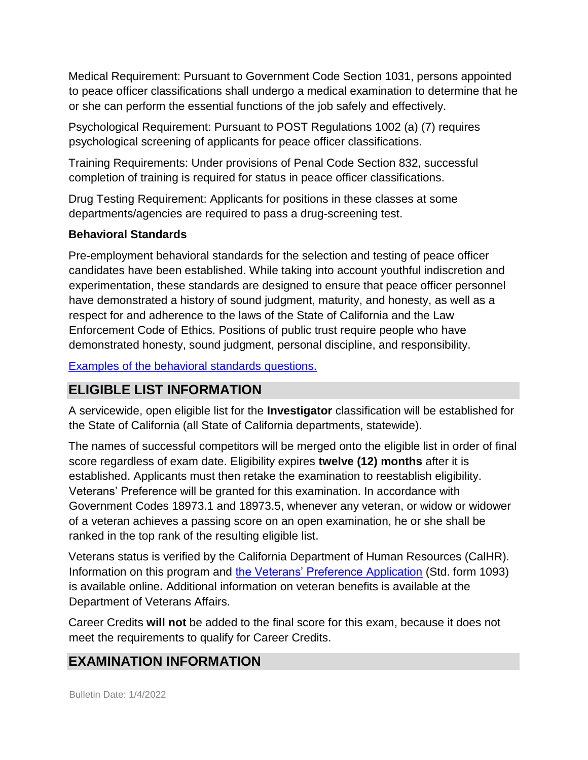Medical Requirement: Pursuant to Government Code Section 1031, persons appointed to peace officer classifications shall undergo a medical examination to determine that he or she can perform the essential functions of the job safely and effectively.

Psychological Requirement: Pursuant to POST Regulations 1002 (a) (7) requires psychological screening of applicants for peace officer classifications.

Training Requirements: Under provisions of Penal Code Section 832, successful completion of training is required for status in peace officer classifications.

Drug Testing Requirement: Applicants for positions in these classes at some departments/agencies are required to pass a drug-screening test.

**Behavioral Standards**

Pre-employment behavioral standards for the selection and testing of peace officer candidates have been established. While taking into account youthful indiscretion and experimentation, these standards are designed to ensure that peace officer personnel have demonstrated a history of sound judgment, maturity, and honesty, as well as a respect for and adherence to the laws of the State of California and the Law Enforcement Code of Ethics. Positions of public trust require people who have demonstrated honesty, sound judgment, personal discipline, and responsibility.

Examples of the behavioral standards questions.

## ELIGIBLE LIST INFORMATION

A servicewide, open eligible list for the **Investigator** classification will be established for the State of California (all State of California departments, statewide).

The names of successful competitors will be merged onto the eligible list in order of final score regardless of exam date. Eligibility expires **twelve (12) months** after it is established. Applicants must then retake the examination to reestablish eligibility. Veterans' Preference will be granted for this examination. In accordance with Government Codes 18973.1 and 18973.5, whenever any veteran, or widow or widower of a veteran achieves a passing score on an open examination, he or she shall be ranked in the top rank of the resulting eligible list.

Veterans status is verified by the California Department of Human Resources (CalHR). Information on this program and the Veterans' Preference Application (Std. form 1093) is available online**.** Additional information on veteran benefits is available at the Department of Veterans Affairs.

Career Credits **will not** be added to the final score for this exam, because it does not meet the requirements to qualify for Career Credits.

## EXAMINATION INFORMATION

Bulletin Date: 1/4/2022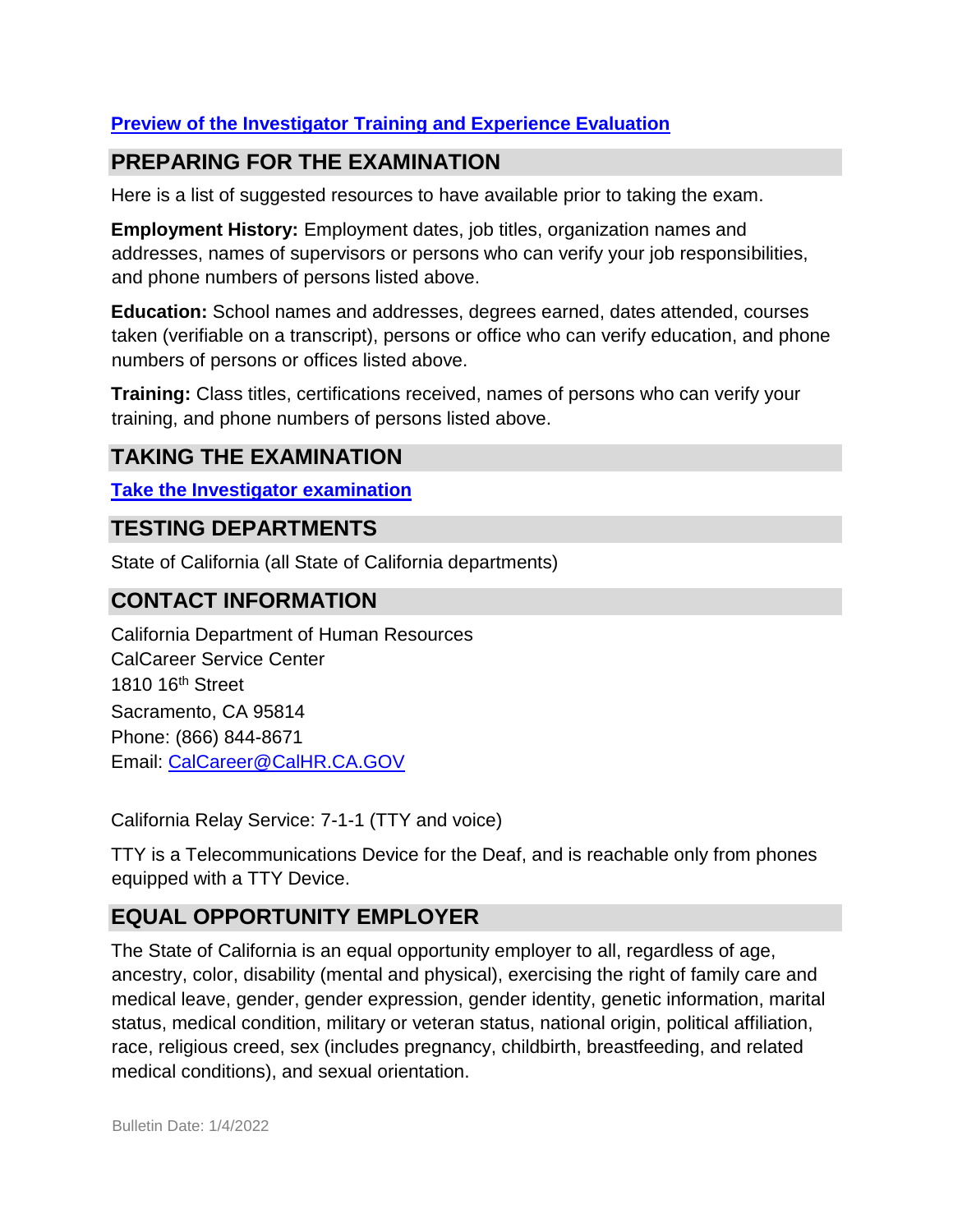[Preview of the Investigator Training and Experience Evaluation]

## PREPARING FOR THE EXAMINATION

Here is a list of suggested resources to have available prior to taking the exam.

**Employment History:** Employment dates, job titles, organization names and addresses, names of supervisors or persons who can verify your job responsibilities, and phone numbers of persons listed above.

**Education:** School names and addresses, degrees earned, dates attended, courses taken (verifiable on a transcript), persons or office who can verify education, and phone numbers of persons or offices listed above.

**Training:** Class titles, certifications received, names of persons who can verify your training, and phone numbers of persons listed above.

## TAKING THE EXAMINATION

[Take the Investigator examination]

## TESTING DEPARTMENTS

State of California (all State of California departments)

## CONTACT INFORMATION

California Department of Human Resources
CalCareer Service Center
1810 16th Street
Sacramento, CA 95814
Phone: (866) 844-8671
Email: CalCareer@CalHR.CA.GOV

California Relay Service: 7-1-1 (TTY and voice)

TTY is a Telecommunications Device for the Deaf, and is reachable only from phones equipped with a TTY Device.

## EQUAL OPPORTUNITY EMPLOYER

The State of California is an equal opportunity employer to all, regardless of age, ancestry, color, disability (mental and physical), exercising the right of family care and medical leave, gender, gender expression, gender identity, genetic information, marital status, medical condition, military or veteran status, national origin, political affiliation, race, religious creed, sex (includes pregnancy, childbirth, breastfeeding, and related medical conditions), and sexual orientation.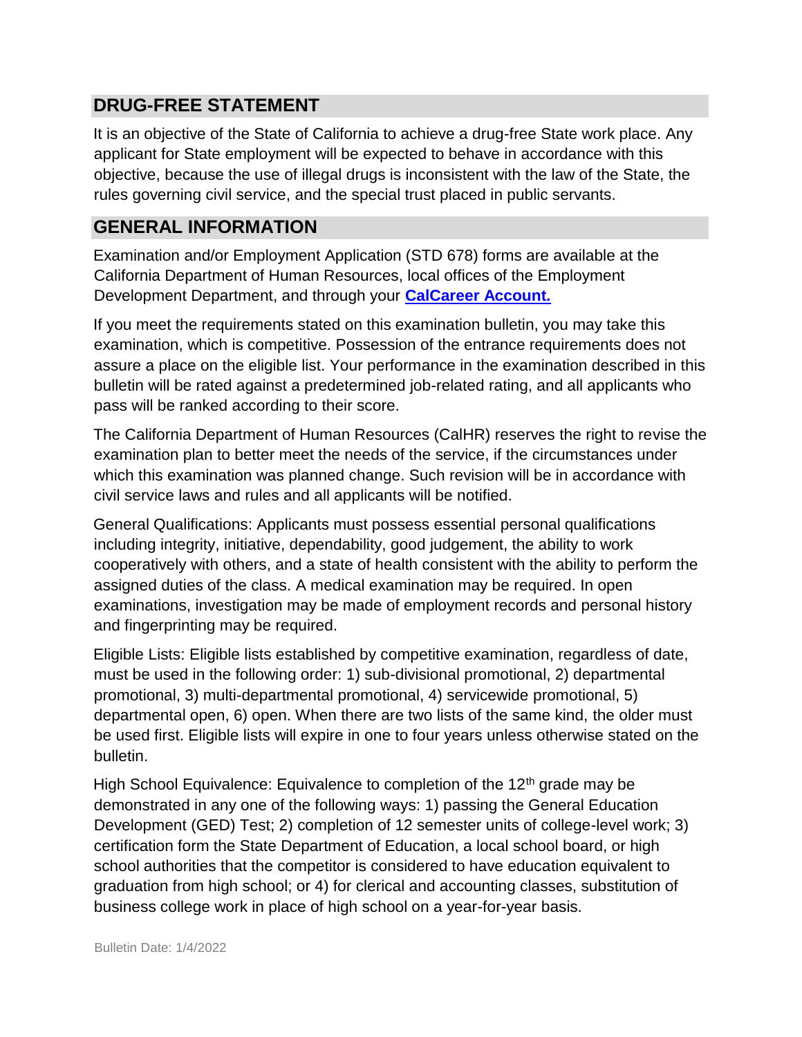## DRUG-FREE STATEMENT

It is an objective of the State of California to achieve a drug-free State work place. Any applicant for State employment will be expected to behave in accordance with this objective, because the use of illegal drugs is inconsistent with the law of the State, the rules governing civil service, and the special trust placed in public servants.

## GENERAL INFORMATION

Examination and/or Employment Application (STD 678) forms are available at the California Department of Human Resources, local offices of the Employment Development Department, and through your **[CalCareer Account.]()**

If you meet the requirements stated on this examination bulletin, you may take this examination, which is competitive. Possession of the entrance requirements does not assure a place on the eligible list. Your performance in the examination described in this bulletin will be rated against a predetermined job-related rating, and all applicants who pass will be ranked according to their score.

The California Department of Human Resources (CalHR) reserves the right to revise the examination plan to better meet the needs of the service, if the circumstances under which this examination was planned change. Such revision will be in accordance with civil service laws and rules and all applicants will be notified.

General Qualifications: Applicants must possess essential personal qualifications including integrity, initiative, dependability, good judgement, the ability to work cooperatively with others, and a state of health consistent with the ability to perform the assigned duties of the class. A medical examination may be required. In open examinations, investigation may be made of employment records and personal history and fingerprinting may be required.

Eligible Lists: Eligible lists established by competitive examination, regardless of date, must be used in the following order: 1) sub-divisional promotional, 2) departmental promotional, 3) multi-departmental promotional, 4) servicewide promotional, 5) departmental open, 6) open. When there are two lists of the same kind, the older must be used first. Eligible lists will expire in one to four years unless otherwise stated on the bulletin.

High School Equivalence: Equivalence to completion of the 12th grade may be demonstrated in any one of the following ways: 1) passing the General Education Development (GED) Test; 2) completion of 12 semester units of college-level work; 3) certification form the State Department of Education, a local school board, or high school authorities that the competitor is considered to have education equivalent to graduation from high school; or 4) for clerical and accounting classes, substitution of business college work in place of high school on a year-for-year basis.

Bulletin Date: 1/4/2022